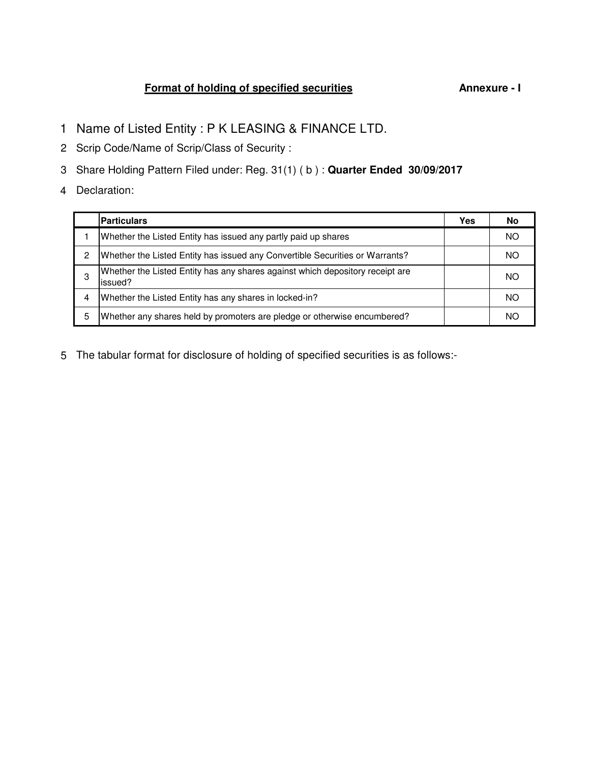## **Format of holding of specified securities** **Annexure - I**

1. Name of Listed Entity : P K LEASING & FINANCE LTD.
2. Scrip Code/Name of Scrip/Class of Security :
3. Share Holding Pattern Filed under: Reg. 31(1) ( b ) : **Quarter Ended 30/09/2017**
4. Declaration:

| | Particulars | Yes | No |
|---|---|---|---|
| 1 | Whether the Listed Entity has issued any partly paid up shares | | NO |
| 2 | Whether the Listed Entity has issued any Convertible Securities or Warrants? | | NO |
| 3 | Whether the Listed Entity has any shares against which depository receipt are issued? | | NO |
| 4 | Whether the Listed Entity has any shares in locked-in? | | NO |
| 5 | Whether any shares held by promoters are pledge or otherwise encumbered? | | NO |

5. The tabular format for disclosure of holding of specified securities is as follows:-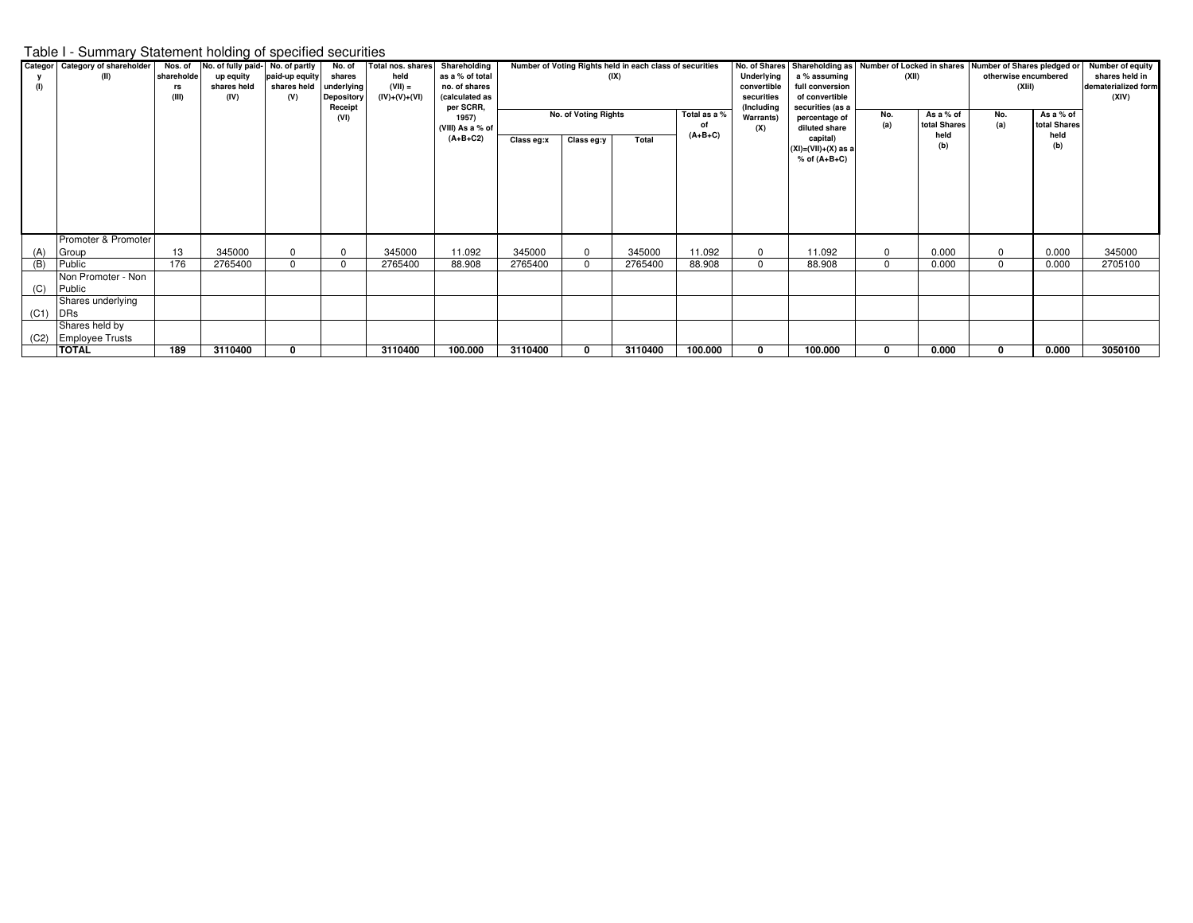Table I - Summary Statement holding of specified securities

| Category (I) | Category of shareholder (II) | Nos. of shareholders (III) | No. of fully paid-up equity shares held (IV) | No. of partly paid-up equity shares held (V) | No. of shares underlying Depository Receipt (VI) | Total nos. shares held (VII) = (IV)+(V)+(VI) | Shareholding as a % of total no. of shares (calculated as per SCRR, 1957) (VIII) As a % of (A+B+C2) | Number of Voting Rights held in each class of securities (IX) | | | | No. of Shares Underlying convertible securities (Including Warrants) (X) | Shareholding as a % assuming full conversion of convertible securities (as a percentage of diluted share capital) (XI)=(VII)+(X) as a % of (A+B+C) | Number of Locked in shares (XII) | | Number of Shares pledged or otherwise encumbered (XIII) | | Number of equity shares held in dematerialized form (XIV) |
|---|---|---|---|---|---|---|---|---|---|---|---|---|---|---|---|---|---|---|
| | | | | | | | | No. of Voting Rights | | | Total as a % of (A+B+C) | | | No. (a) | As a % of total Shares held (b) | No. (a) | As a % of total Shares held (b) | |
| | | | | | | | | Class eg:x | Class eg:y | Total | | | | | | | | |
| (A) | Promoter & Promoter Group | 13 | 345000 | 0 | 0 | 345000 | 11.092 | 345000 | 0 | 345000 | 11.092 | 0 | 11.092 | 0 | 0.000 | 0 | 0.000 | 345000 |
| (B) | Public | 176 | 2765400 | 0 | 0 | 2765400 | 88.908 | 2765400 | 0 | 2765400 | 88.908 | 0 | 88.908 | 0 | 0.000 | 0 | 0.000 | 2705100 |
| (C) | Non Promoter - Non Public | | | | | | | | | | | | | | | | | |
| (C1) | Shares underlying DRs | | | | | | | | | | | | | | | | | |
| (C2) | Shares held by Employee Trusts | | | | | | | | | | | | | | | | | |
| | **TOTAL** | **189** | **3110400** | **0** | | **3110400** | **100.000** | **3110400** | **0** | **3110400** | **100.000** | **0** | **100.000** | **0** | **0.000** | **0** | **0.000** | **3050100** |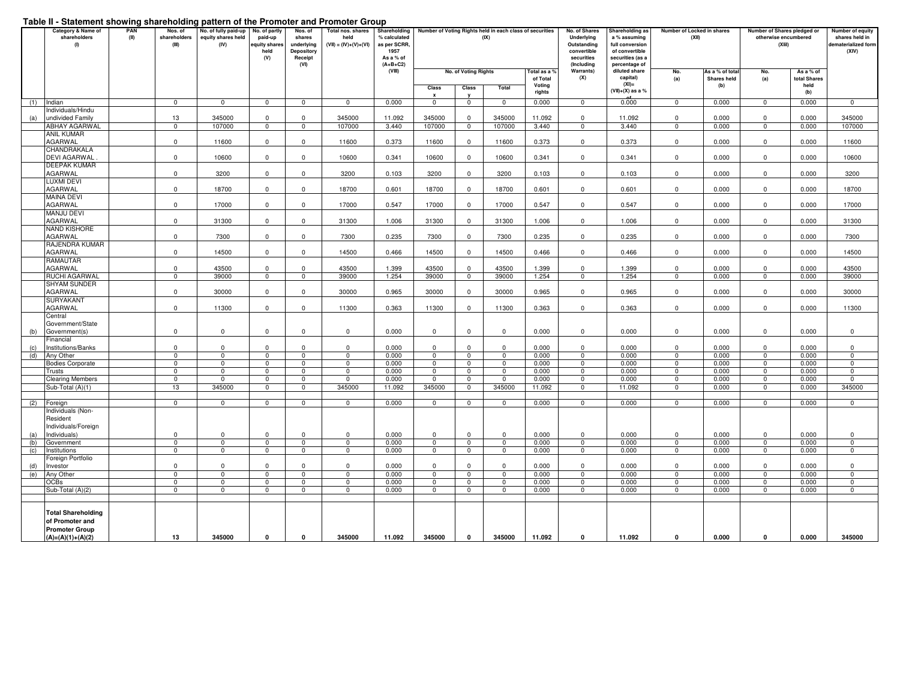## Table II - Statement showing shareholding pattern of the Promoter and Promoter Group

| | Category & Name of shareholders (I) | PAN (II) | Nos. of shareholders (III) | No. of fully paid-up equity shares held (IV) | No. of partly paid-up equity shares held (V) | Nos. of shares underlying Depository Receipt (VI) | Total nos. shares held (VII) = (IV)+(V)+(VI) | Shareholding % calculated as per SCRR, 1957 As a % of (A+B+C2) (VIII) | Number of Voting Rights held in each class of securities (IX) | | | | No. of Shares Underlying Outstanding convertible securities (Including Warrants) (X) | Shareholding as a % assuming full conversion of convertible securities (as a percentage of diluted share capital) (XI)= (VII)+(X) as a % of | Number of Locked in shares (XII) | | Number of Shares pledged or otherwise encumbered (XIII) | | Number of equity shares held in dematerialized form (XIV) |
|---|---|---|---|---|---|---|---|---|---|---|---|---|---|---|---|---|---|---|---|
| | | | | | | | | | No. of Voting Rights | | | Total as a % of Total Voting rights | | | No. (a) | As a % of total Shares held (b) | No. (a) | As a % of total Shares held (b) | |
| | | | | | | | | | Class x | Class y | Total | | | | | | | | |
| (1) | Indian | | 0 | 0 | 0 | 0 | 0 | 0.000 | 0 | 0 | 0 | 0.000 | 0 | 0.000 | 0 | 0.000 | 0 | 0.000 | 0 |
| (a) | Individuals/Hindu undivided Family | | 13 | 345000 | 0 | 0 | 345000 | 11.092 | 345000 | 0 | 345000 | 11.092 | 0 | 11.092 | 0 | 0.000 | 0 | 0.000 | 345000 |
| | ABHAY AGARWAL | | 0 | 107000 | 0 | 0 | 107000 | 3.440 | 107000 | 0 | 107000 | 3.440 | 0 | 3.440 | 0 | 0.000 | 0 | 0.000 | 107000 |
| | ANIL KUMAR AGARWAL | | 0 | 11600 | 0 | 0 | 11600 | 0.373 | 11600 | 0 | 11600 | 0.373 | 0 | 0.373 | 0 | 0.000 | 0 | 0.000 | 11600 |
| | CHANDRAKALA DEVI AGARWAL . | | 0 | 10600 | 0 | 0 | 10600 | 0.341 | 10600 | 0 | 10600 | 0.341 | 0 | 0.341 | 0 | 0.000 | 0 | 0.000 | 10600 |
| | DEEPAK KUMAR AGARWAL | | 0 | 3200 | 0 | 0 | 3200 | 0.103 | 3200 | 0 | 3200 | 0.103 | 0 | 0.103 | 0 | 0.000 | 0 | 0.000 | 3200 |
| | LUXMI DEVI AGARWAL | | 0 | 18700 | 0 | 0 | 18700 | 0.601 | 18700 | 0 | 18700 | 0.601 | 0 | 0.601 | 0 | 0.000 | 0 | 0.000 | 18700 |
| | MAINA DEVI AGARWAL | | 0 | 17000 | 0 | 0 | 17000 | 0.547 | 17000 | 0 | 17000 | 0.547 | 0 | 0.547 | 0 | 0.000 | 0 | 0.000 | 17000 |
| | MANJU DEVI AGARWAL | | 0 | 31300 | 0 | 0 | 31300 | 1.006 | 31300 | 0 | 31300 | 1.006 | 0 | 1.006 | 0 | 0.000 | 0 | 0.000 | 31300 |
| | NAND KISHORE AGARWAL | | 0 | 7300 | 0 | 0 | 7300 | 0.235 | 7300 | 0 | 7300 | 0.235 | 0 | 0.235 | 0 | 0.000 | 0 | 0.000 | 7300 |
| | RAJENDRA KUMAR AGARWAL | | 0 | 14500 | 0 | 0 | 14500 | 0.466 | 14500 | 0 | 14500 | 0.466 | 0 | 0.466 | 0 | 0.000 | 0 | 0.000 | 14500 |
| | RAMAUTAR AGARWAL | | 0 | 43500 | 0 | 0 | 43500 | 1.399 | 43500 | 0 | 43500 | 1.399 | 0 | 1.399 | 0 | 0.000 | 0 | 0.000 | 43500 |
| | RUCHI AGARWAL | | 0 | 39000 | 0 | 0 | 39000 | 1.254 | 39000 | 0 | 39000 | 1.254 | 0 | 1.254 | 0 | 0.000 | 0 | 0.000 | 39000 |
| | SHYAM SUNDER AGARWAL | | 0 | 30000 | 0 | 0 | 30000 | 0.965 | 30000 | 0 | 30000 | 0.965 | 0 | 0.965 | 0 | 0.000 | 0 | 0.000 | 30000 |
| | SURYAKANT AGARWAL | | 0 | 11300 | 0 | 0 | 11300 | 0.363 | 11300 | 0 | 11300 | 0.363 | 0 | 0.363 | 0 | 0.000 | 0 | 0.000 | 11300 |
| (b) | Central Government/State Government(s) | | 0 | 0 | 0 | 0 | 0 | 0.000 | 0 | 0 | 0 | 0.000 | 0 | 0.000 | 0 | 0.000 | 0 | 0.000 | 0 |
| (c) | Financial Institutions/Banks | | 0 | 0 | 0 | 0 | 0 | 0.000 | 0 | 0 | 0 | 0.000 | 0 | 0.000 | 0 | 0.000 | 0 | 0.000 | 0 |
| (d) | Any Other | | 0 | 0 | 0 | 0 | 0 | 0.000 | 0 | 0 | 0 | 0.000 | 0 | 0.000 | 0 | 0.000 | 0 | 0.000 | 0 |
| | Bodies Corporate | | 0 | 0 | 0 | 0 | 0 | 0.000 | 0 | 0 | 0 | 0.000 | 0 | 0.000 | 0 | 0.000 | 0 | 0.000 | 0 |
| | Trusts | | 0 | 0 | 0 | 0 | 0 | 0.000 | 0 | 0 | 0 | 0.000 | 0 | 0.000 | 0 | 0.000 | 0 | 0.000 | 0 |
| | Clearing Members | | 0 | 0 | 0 | 0 | 0 | 0.000 | 0 | 0 | 0 | 0.000 | 0 | 0.000 | 0 | 0.000 | 0 | 0.000 | 0 |
| | Sub-Total (A)(1) | | 13 | 345000 | 0 | 0 | 345000 | 11.092 | 345000 | 0 | 345000 | 11.092 | 0 | 11.092 | 0 | 0.000 | 0 | 0.000 | 345000 |
| (2) | Foreign | | 0 | 0 | 0 | 0 | 0 | 0.000 | 0 | 0 | 0 | 0.000 | 0 | 0.000 | 0 | 0.000 | 0 | 0.000 | 0 |
| (a) | Individuals (Non-Resident Individuals/Foreign Individuals) | | 0 | 0 | 0 | 0 | 0 | 0.000 | 0 | 0 | 0 | 0.000 | 0 | 0.000 | 0 | 0.000 | 0 | 0.000 | 0 |
| (b) | Government | | 0 | 0 | 0 | 0 | 0 | 0.000 | 0 | 0 | 0 | 0.000 | 0 | 0.000 | 0 | 0.000 | 0 | 0.000 | 0 |
| (c) | Institutions | | 0 | 0 | 0 | 0 | 0 | 0.000 | 0 | 0 | 0 | 0.000 | 0 | 0.000 | 0 | 0.000 | 0 | 0.000 | 0 |
| (d) | Foreign Portfolio Investor | | 0 | 0 | 0 | 0 | 0 | 0.000 | 0 | 0 | 0 | 0.000 | 0 | 0.000 | 0 | 0.000 | 0 | 0.000 | 0 |
| (e) | Any Other | | 0 | 0 | 0 | 0 | 0 | 0.000 | 0 | 0 | 0 | 0.000 | 0 | 0.000 | 0 | 0.000 | 0 | 0.000 | 0 |
| | OCBs | | 0 | 0 | 0 | 0 | 0 | 0.000 | 0 | 0 | 0 | 0.000 | 0 | 0.000 | 0 | 0.000 | 0 | 0.000 | 0 |
| | Sub-Total (A)(2) | | 0 | 0 | 0 | 0 | 0 | 0.000 | 0 | 0 | 0 | 0.000 | 0 | 0.000 | 0 | 0.000 | 0 | 0.000 | 0 |
| | **Total Shareholding of Promoter and Promoter Group (A)=(A)(1)+(A)(2)** | | **13** | **345000** | **0** | **0** | **345000** | **11.092** | **345000** | **0** | **345000** | **11.092** | **0** | **11.092** | **0** | **0.000** | **0** | **0.000** | **345000** |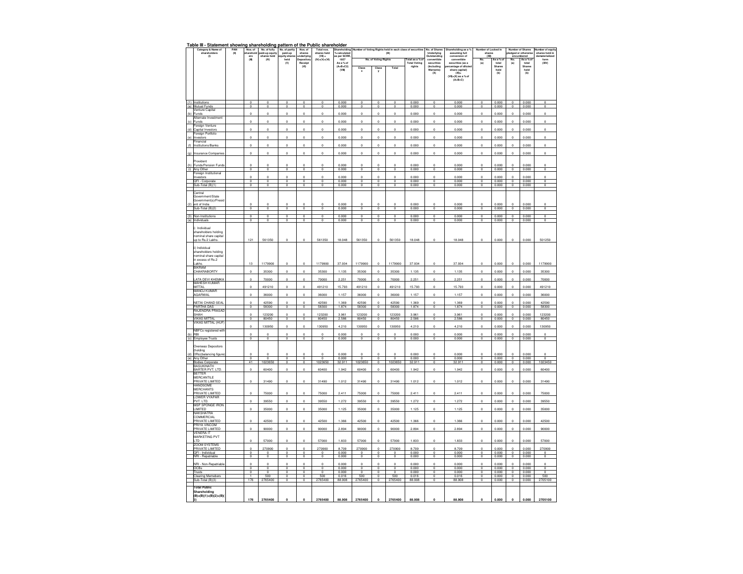## Table III - Statement showing shareholding pattern of the Public shareholder

| | Category & Name of shareholders (I) | PAN (II) | Nos. of shareholders (III) | No. of fully paid-up equity shares held (IV) | No. of partly paid-up equity shares held (V) | Nos. of shares underlying Depository Receipt (VI) | Total nos. shares held (VII)=(IV)+(V)+(VI) | Shareholding % calculated as per SCRR, 1957 As a % of (A+B+C2) (VIII) | Number of Voting Rights held in each class of securities (IX) | | | | No. of Shares Underlying Outstanding convertible securities (including Warrants) (X) | Shareholding as a % assuming full conversion of convertible securities (as a percentage of diluted share capital) (XI)=(VII)+(X) as a % of (A+B+C) | Number of Locked in shares (XII) | | Number of Shares pledged or otherwise encumbered (XIII) | | Number of equity shares held in dematerialized form (XIV) |
|---|---|---|---|---|---|---|---|---|---|---|---|---|---|---|---|---|---|---|---|
| | | | | | | | | | No. of Voting Rights | | | Total as a % of Total Voting rights | | | No. (a) | As a % of total Shares held (b) | No. (a) | As a % of total Shares held (b) | |
| | | | | | | | | | Class x | Class y | Total | | | | | | | | |
| (1) | Institutions | | 0 | 0 | 0 | 0 | 0 | 0.000 | 0 | 0 | 0 | 0.000 | 0 | 0.000 | 0 | 0.000 | 0 | 0.000 | 0 |
| (a) | Mutual Funds | | 0 | 0 | 0 | 0 | 0 | 0.000 | 0 | 0 | 0 | 0.000 | 0 | 0.000 | 0 | 0.000 | 0 | 0.000 | 0 |
| (b) | Venture Capital Funds | | 0 | 0 | 0 | 0 | 0 | 0.000 | 0 | 0 | 0 | 0.000 | 0 | 0.000 | 0 | 0.000 | 0 | 0.000 | 0 |
| (c) | Alternate Investment Funds | | 0 | 0 | 0 | 0 | 0 | 0.000 | 0 | 0 | 0 | 0.000 | 0 | 0.000 | 0 | 0.000 | 0 | 0.000 | 0 |
| (d) | Foreign Venture Capital Investors | | 0 | 0 | 0 | 0 | 0 | 0.000 | 0 | 0 | 0 | 0.000 | 0 | 0.000 | 0 | 0.000 | 0 | 0.000 | 0 |
| (e) | Foreign Portfolio Investors | | 0 | 0 | 0 | 0 | 0 | 0.000 | 0 | 0 | 0 | 0.000 | 0 | 0.000 | 0 | 0.000 | 0 | 0.000 | 0 |
| (f) | Financial Institutions/Banks | | 0 | 0 | 0 | 0 | 0 | 0.000 | 0 | 0 | 0 | 0.000 | 0 | 0.000 | 0 | 0.000 | 0 | 0.000 | 0 |
| (g) | Insurance Companies | | 0 | 0 | 0 | 0 | 0 | 0.000 | 0 | 0 | 0 | 0.000 | 0 | 0.000 | 0 | 0.000 | 0 | 0.000 | 0 |
| (h) | Provident Funds/Pension Funds | | 0 | 0 | 0 | 0 | 0 | 0.000 | 0 | 0 | 0 | 0.000 | 0 | 0.000 | 0 | 0.000 | 0 | 0.000 | 0 |
| (i) | Any Other | | 0 | 0 | 0 | 0 | 0 | 0.000 | 0 | 0 | 0 | 0.000 | 0 | 0.000 | 0 | 0.000 | 0 | 0.000 | 0 |
| | Foreign Institutional Investors | | 0 | 0 | 0 | 0 | 0 | 0.000 | 0 | 0 | 0 | 0.000 | 0 | 0.000 | 0 | 0.000 | 0 | 0.000 | 0 |
| | QFI - Corporate | | 0 | 0 | 0 | 0 | 0 | 0.000 | 0 | 0 | 0 | 0.000 | 0 | 0.000 | 0 | 0.000 | 0 | 0.000 | 0 |
| | Sub-Total (B)(1) | | 0 | 0 | 0 | 0 | 0 | 0.000 | 0 | 0 | 0 | 0.000 | 0 | 0.000 | 0 | 0.000 | 0 | 0.000 | 0 |
| (2) | Central Government/State Government(s)/President of India | | 0 | 0 | 0 | 0 | 0 | 0.000 | 0 | 0 | 0 | 0.000 | 0 | 0.000 | 0 | 0.000 | 0 | 0.000 | 0 |
| | Sub-Total (B)(2) | | 0 | 0 | 0 | 0 | 0 | 0.000 | 0 | 0 | 0 | 0.000 | 0 | 0.000 | 0 | 0.000 | 0 | 0.000 | 0 |
| (3) | Non-Institutions | | 0 | 0 | 0 | 0 | 0 | 0.000 | 0 | 0 | 0 | 0.000 | 0 | 0.000 | 0 | 0.000 | 0 | 0.000 | 0 |
| (a) | Individuals | | 0 | 0 | 0 | 0 | 0 | 0.000 | 0 | 0 | 0 | 0.000 | 0 | 0.000 | 0 | 0.000 | 0 | 0.000 | 0 |
| | i) Individual shareholders holding nominal share capital up to Rs.2 Lakhs. | | 121 | 561350 | 0 | 0 | 561350 | 18.048 | 561350 | 0 | 561350 | 18.048 | 0 | 18.048 | 0 | 0.000 | 0 | 0.000 | 501250 |
| | ii) Individual shareholders holding nominal share capital in excess of Rs.2 Lakhs. | | 13 | 1179900 | 0 | 0 | 1179900 | 37.934 | 1179900 | 0 | 1179900 | 37.934 | 0 | 37.934 | 0 | 0.000 | 0 | 0.000 | 1179900 |
| | BIKRAM CHAKRABORTY | | 0 | 35300 | 0 | 0 | 35300 | 1.135 | 35300 | 0 | 35300 | 1.135 | 0 | 1.135 | 0 | 0.000 | 0 | 0.000 | 35300 |
| | LATA DEVI KHEMKA | | 0 | 70000 | 0 | 0 | 70000 | 2.251 | 70000 | 0 | 70000 | 2.251 | 0 | 2.251 | 0 | 0.000 | 0 | 0.000 | 70000 |
| | MAHESH KUMAR MITTAL | | 0 | 491210 | 0 | 0 | 491210 | 15.793 | 491210 | 0 | 491210 | 15.793 | 0 | 15.793 | 0 | 0.000 | 0 | 0.000 | 491210 |
| | MANOJ KUMAR AGARWAL | | 0 | 36000 | 0 | 0 | 36000 | 1.157 | 36000 | 0 | 36000 | 1.157 | 0 | 1.157 | 0 | 0.000 | 0 | 0.000 | 36000 |
| | NETAI CHAND SEAL | | 0 | 42590 | 0 | 0 | 42590 | 1.369 | 42590 | 0 | 42590 | 1.369 | 0 | 1.369 | 0 | 0.000 | 0 | 0.000 | 42590 |
| | PARTHA DAS | | 0 | 58300 | 0 | 0 | 58300 | 1.874 | 58300 | 0 | 58300 | 1.874 | 0 | 1.874 | 0 | 0.000 | 0 | 0.000 | 58300 |
| | RAJENDRA PRASAD SHAH | | 0 | 123200 | 0 | 0 | 123200 | 3.961 | 123200 | 0 | 123200 | 3.961 | 0 | 3.961 | 0 | 0.000 | 0 | 0.000 | 123200 |
| | VIKAS MITTAL | | 0 | 80450 | 0 | 0 | 80450 | 2.586 | 80450 | 0 | 80450 | 2.586 | 0 | 2.586 | 0 | 0.000 | 0 | 0.000 | 80450 |
| | VIKAS MITTAL (HUF) | | 0 | 130950 | 0 | 0 | 130950 | 4.210 | 130950 | 0 | 130950 | 4.210 | 0 | 4.210 | 0 | 0.000 | 0 | 0.000 | 130950 |
| (b) | NBFCs registered with RBI | | 0 | 0 | 0 | 0 | 0 | 0.000 | 0 | 0 | 0 | 0.000 | 0 | 0.000 | 0 | 0.000 | 0 | 0.000 | 0 |
| (c) | Employee Trusts | | 0 | 0 | 0 | 0 | 0 | 0.000 | 0 | 0 | 0 | 0.000 | 0 | 0.000 | 0 | 0.000 | 0 | 0.000 | 0 |
| (d) | Overseas Depositors (holding DRs)(balancing figure) | | 0 | 0 | 0 | 0 | 0 | 0.000 | 0 | 0 | 0 | 0.000 | 0 | 0.000 | 0 | 0.000 | 0 | 0.000 | 0 |
| (e) | Any Other | | 0 | 0 | 0 | 0 | 0 | 0.000 | 0 | 0 | 0 | 0.000 | 0 | 0.000 | 0 | 0.000 | 0 | 0.000 | 0 |
| | Bodies Corporate | | 41 | 1023650 | 0 | 0 | 1023650 | 32.911 | 1023650 | 0 | 1023650 | 32.911 | 0 | 32.911 | 0 | 0.000 | 0 | 0.000 | 1023450 |
| | BASUKINATH BARTER PVT. LTD. | | 0 | 60400 | 0 | 0 | 60400 | 1.942 | 60400 | 0 | 60400 | 1.942 | 0 | 1.942 | 0 | 0.000 | 0 | 0.000 | 60400 |
| | BETTER MERCANTILE PRIVATE LIMITED | | 0 | 31490 | 0 | 0 | 31490 | 1.012 | 31490 | 0 | 31490 | 1.012 | 0 | 1.012 | 0 | 0.000 | 0 | 0.000 | 31490 |
| | HANDSOME MERCHANTS PRIVATE LIMITED | | 0 | 75000 | 0 | 0 | 75000 | 2.411 | 75000 | 0 | 75000 | 2.411 | 0 | 2.411 | 0 | 0.000 | 0 | 0.000 | 75000 |
| | LOWER VYAPAR PVT. LTD. | | 0 | 39550 | 0 | 0 | 39550 | 1.272 | 39550 | 0 | 39550 | 1.272 | 0 | 1.272 | 0 | 0.000 | 0 | 0.000 | 39550 |
| | MSP SPONGE IRON LIMITED | | 0 | 35000 | 0 | 0 | 35000 | 1.125 | 35000 | 0 | 35000 | 1.125 | 0 | 1.125 | 0 | 0.000 | 0 | 0.000 | 35000 |
| | NAKSHATRA COMMERCIAL PRIVATE LIMITED | | 0 | 42500 | 0 | 0 | 42500 | 1.366 | 42500 | 0 | 42500 | 1.366 | 0 | 1.366 | 0 | 0.000 | 0 | 0.000 | 42500 |
| | PRIYA VINCOM PRIVATE LIMITED | | 0 | 90000 | 0 | 0 | 90000 | 2.894 | 90000 | 0 | 90000 | 2.894 | 0 | 2.894 | 0 | 0.000 | 0 | 0.000 | 90000 |
| | VENERA IT MARKETING PVT LTD | | 0 | 57000 | 0 | 0 | 57000 | 1.833 | 57000 | 0 | 57000 | 1.833 | 0 | 1.833 | 0 | 0.000 | 0 | 0.000 | 57000 |
| | ZOOM SYSTEMS PRIVATE LIMITED | | 0 | 270900 | 0 | 0 | 270900 | 8.709 | 270900 | 0 | 270900 | 8.709 | 0 | 8.709 | 0 | 0.000 | 0 | 0.000 | 270900 |
| | QFI - Individual | | 0 | 0 | 0 | 0 | 0 | 0.000 | 0 | 0 | 0 | 0.000 | 0 | 0.000 | 0 | 0.000 | 0 | 0.000 | 0 |
| | NRI - Repatriable | | 0 | 0 | 0 | 0 | 0 | 0.000 | 0 | 0 | 0 | 0.000 | 0 | 0.000 | 0 | 0.000 | 0 | 0.000 | 0 |
| | NRI - Non-Repatriable | | 0 | 0 | 0 | 0 | 0 | 0.000 | 0 | 0 | 0 | 0.000 | 0 | 0.000 | 0 | 0.000 | 0 | 0.000 | 0 |
| | OCBs | | 0 | 0 | 0 | 0 | 0 | 0.000 | 0 | 0 | 0 | 0.000 | 0 | 0.000 | 0 | 0.000 | 0 | 0.000 | 0 |
| | Trusts | | 0 | 0 | 0 | 0 | 0 | 0.000 | 0 | 0 | 0 | 0.000 | 0 | 0.000 | 0 | 0.000 | 0 | 0.000 | 0 |
| | Clearing Memebers | | 1 | 500 | 0 | 0 | 500 | 0.016 | 500 | 0 | 500 | 0.016 | 0 | 0.016 | 0 | 0.000 | 0 | 0.000 | 500 |
| | Sub-Total (B)(3) | | 176 | 2765400 | 0 | 0 | 2765400 | 88.908 | 2765400 | 0 | 2765400 | 88.908 | 0 | 88.908 | 0 | 0.000 | 0 | 0.000 | 2705100 |
| | **Total Public Shareholding (B)=(B)(1)+(B)(2)+(B)(3)** | | **176** | **2765400** | **0** | **0** | **2765400** | **88.908** | **2765400** | **0** | **2765400** | **88.908** | **0** | **88.908** | **0** | **0.000** | **0** | **0.000** | **2705100** |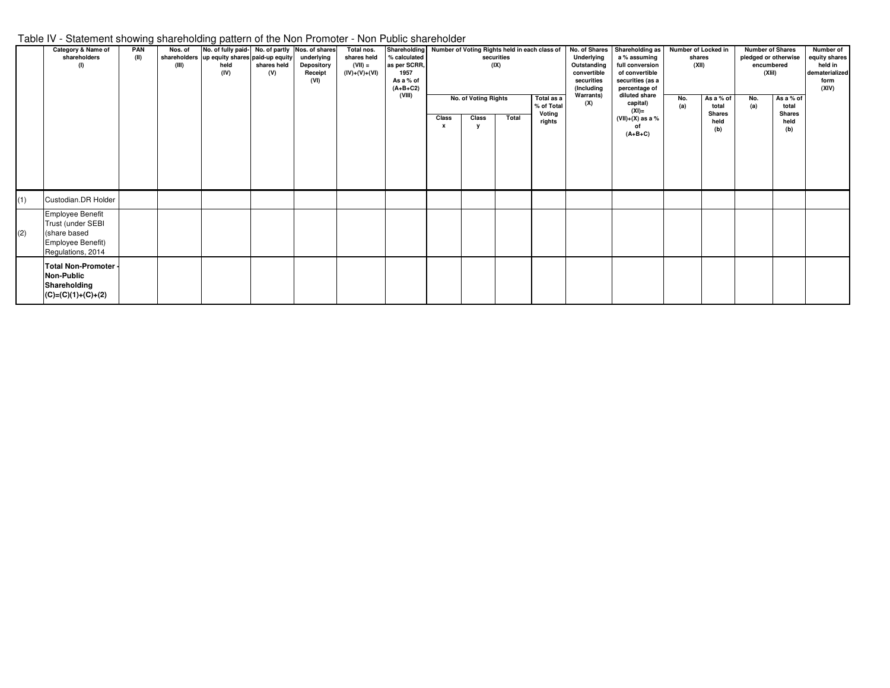Table IV - Statement showing shareholding pattern of the Non Promoter - Non Public shareholder

| | Category & Name of shareholders (I) | PAN (II) | Nos. of shareholders (III) | No. of fully paid-up equity shares held (IV) | No. of partly paid-up equity shares held (V) | Nos. of shares underlying Depository Receipt (VI) | Total nos. shares held (VII) = (IV)+(V)+(VI) | Shareholding % calculated as per SCRR, 1957 As a % of (A+B+C2) (VIII) | Number of Voting Rights held in each class of securities (IX) | | | | No. of Shares Underlying Outstanding convertible securities (Including Warrants) (X) | Shareholding as a % assuming full conversion of convertible securities (as a percentage of diluted share capital) (XI)= (VII)+(X) as a % of (A+B+C) | Number of Locked in shares (XII) | | Number of Shares pledged or otherwise encumbered (XIII) | | Number of equity shares held in dematerialized form (XIV) |
|---|---|---|---|---|---|---|---|---|---|---|---|---|---|---|---|---|---|---|---|
| | | | | | | | | | No. of Voting Rights | | | Total as a % of Total Voting rights | | | No. (a) | As a % of total Shares held (b) | No. (a) | As a % of total Shares held (b) | |
| | | | | | | | | | Class x | Class y | Total | | | | | | | | |
| (1) | Custodian.DR Holder | | | | | | | | | | | | | | | | | | |
| (2) | Employee Benefit Trust (under SEBI (share based Employee Benefit) Regulations, 2014 | | | | | | | | | | | | | | | | | | |
| | **Total Non-Promoter - Non-Public Shareholding (C)=(C)(1)+(C)+(2)** | | | | | | | | | | | | | | | | | | |